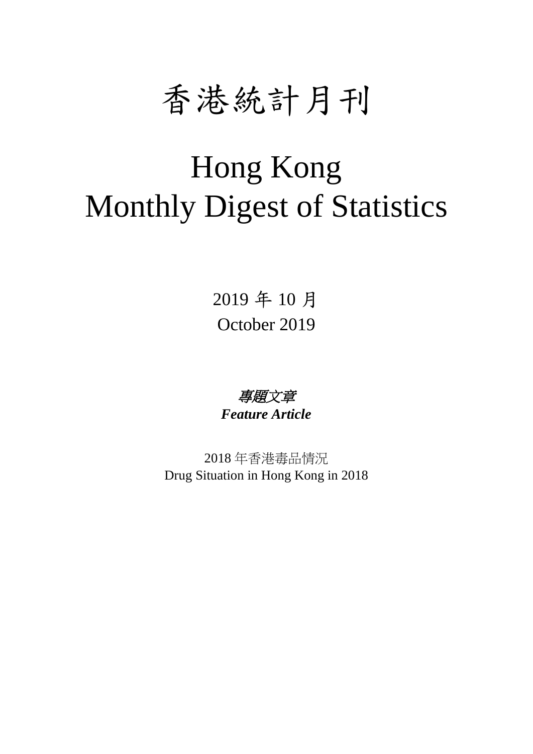# 香港統計月刊

# Hong Kong
# Monthly Digest of Statistics

2019 年 10 月
October 2019

***專題文章***
***Feature Article***

2018 年香港毒品情況
Drug Situation in Hong Kong in 2018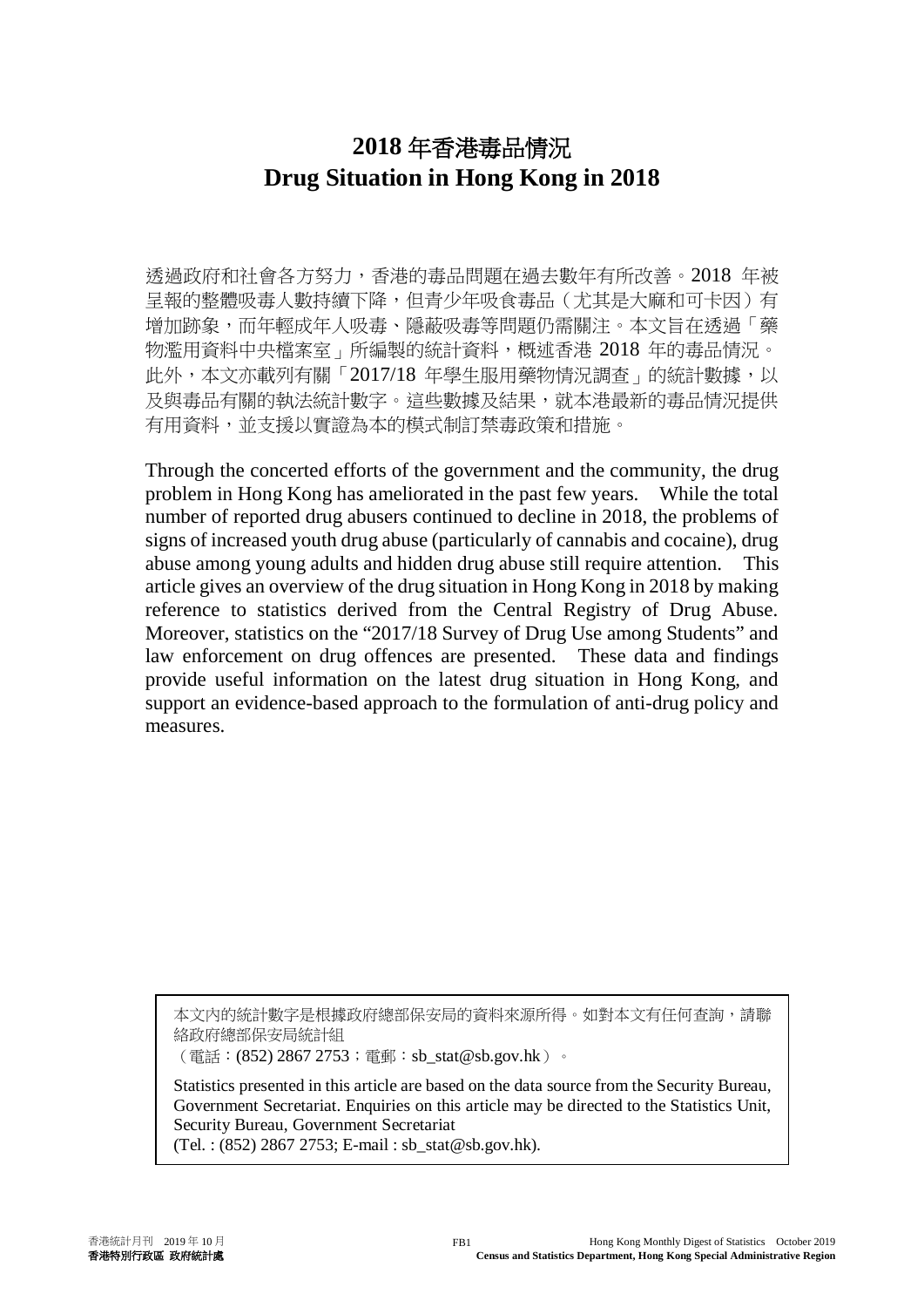# 2018 年香港毒品情況
# Drug Situation in Hong Kong in 2018

透過政府和社會各方努力，香港的毒品問題在過去數年有所改善。2018 年被呈報的整體吸毒人數持續下降，但青少年吸食毒品（尤其是大麻和可卡因）有增加跡象，而年輕成年人吸毒、隱蔽吸毒等問題仍需關注。本文旨在透過「藥物濫用資料中央檔案室」所編製的統計資料，概述香港 2018 年的毒品情況。此外，本文亦載列有關「2017/18 年學生服用藥物情況調查」的統計數據，以及與毒品有關的執法統計數字。這些數據及結果，就本港最新的毒品情況提供有用資料，並支援以實證為本的模式制訂禁毒政策和措施。

Through the concerted efforts of the government and the community, the drug problem in Hong Kong has ameliorated in the past few years. While the total number of reported drug abusers continued to decline in 2018, the problems of signs of increased youth drug abuse (particularly of cannabis and cocaine), drug abuse among young adults and hidden drug abuse still require attention. This article gives an overview of the drug situation in Hong Kong in 2018 by making reference to statistics derived from the Central Registry of Drug Abuse. Moreover, statistics on the "2017/18 Survey of Drug Use among Students" and law enforcement on drug offences are presented. These data and findings provide useful information on the latest drug situation in Hong Kong, and support an evidence-based approach to the formulation of anti-drug policy and measures.

本文內的統計數字是根據政府總部保安局的資料來源所得。如對本文有任何查詢，請聯絡政府總部保安局統計組
（電話：(852) 2867 2753；電郵：sb_stat@sb.gov.hk）。

Statistics presented in this article are based on the data source from the Security Bureau, Government Secretariat. Enquiries on this article may be directed to the Statistics Unit, Security Bureau, Government Secretariat
(Tel. : (852) 2867 2753; E-mail : sb_stat@sb.gov.hk).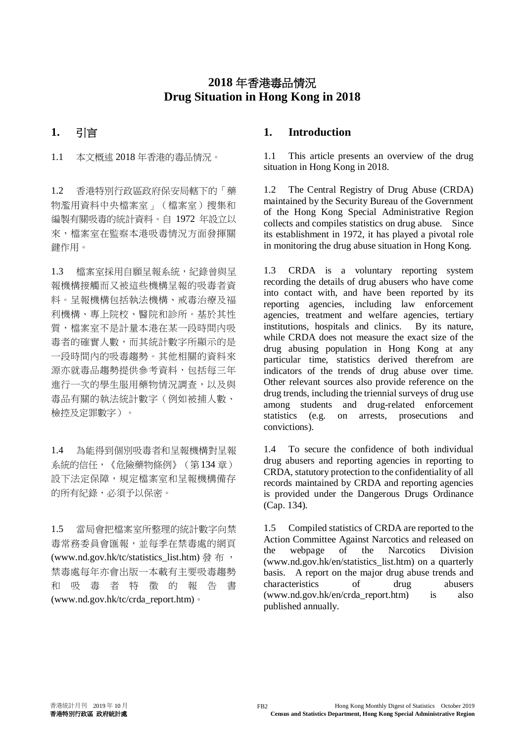# 2018 年香港毒品情況
# Drug Situation in Hong Kong in 2018

## 1. 引言

1.1 本文概述 2018 年香港的毒品情況。

1.2 香港特別行政區政府保安局轄下的「藥物濫用資料中央檔案室」（檔案室）搜集和編製有關吸毒的統計資料。自 1972 年設立以來，檔案室在監察本港吸毒情況方面發揮關鍵作用。

1.3 檔案室採用自願呈報系統，紀錄曾與呈報機構接觸而又被這些機構呈報的吸毒者資料。呈報機構包括執法機構、戒毒治療及福利機構、專上院校、醫院和診所。基於其性質，檔案室不是計量本港在某一段時間內吸毒者的確實人數，而其統計數字所顯示的是一段時間內的吸毒趨勢。其他相關的資料來源亦就毒品趨勢提供參考資料，包括每三年進行一次的學生服用藥物情況調查，以及與毒品有關的執法統計數字（例如被捕人數、檢控及定罪數字）。

1.4 為能得到個別吸毒者和呈報機構對呈報系統的信任，《危險藥物條例》（第134章）設下法定保障，規定檔案室和呈報機構備存的所有紀錄，必須予以保密。

1.5 當局會把檔案室所整理的統計數字向禁毒常務委員會匯報，並每季在禁毒處的網頁 (www.nd.gov.hk/tc/statistics_list.htm) 發布，禁毒處每年亦會出版一本載有主要吸毒趨勢和吸毒者特徵的報告書 (www.nd.gov.hk/tc/crda_report.htm)。

## 1. Introduction

1.1 This article presents an overview of the drug situation in Hong Kong in 2018.

1.2 The Central Registry of Drug Abuse (CRDA) maintained by the Security Bureau of the Government of the Hong Kong Special Administrative Region collects and compiles statistics on drug abuse. Since its establishment in 1972, it has played a pivotal role in monitoring the drug abuse situation in Hong Kong.

1.3 CRDA is a voluntary reporting system recording the details of drug abusers who have come into contact with, and been reported by its reporting agencies, including law enforcement agencies, treatment and welfare agencies, tertiary institutions, hospitals and clinics. By its nature, while CRDA does not measure the exact size of the drug abusing population in Hong Kong at any particular time, statistics derived therefrom are indicators of the trends of drug abuse over time. Other relevant sources also provide reference on the drug trends, including the triennial surveys of drug use among students and drug-related enforcement statistics (e.g. on arrests, prosecutions and convictions).

1.4 To secure the confidence of both individual drug abusers and reporting agencies in reporting to CRDA, statutory protection to the confidentiality of all records maintained by CRDA and reporting agencies is provided under the Dangerous Drugs Ordinance (Cap. 134).

1.5 Compiled statistics of CRDA are reported to the Action Committee Against Narcotics and released on the webpage of the Narcotics Division (www.nd.gov.hk/en/statistics_list.htm) on a quarterly basis. A report on the major drug abuse trends and characteristics of drug abusers (www.nd.gov.hk/en/crda_report.htm) is also published annually.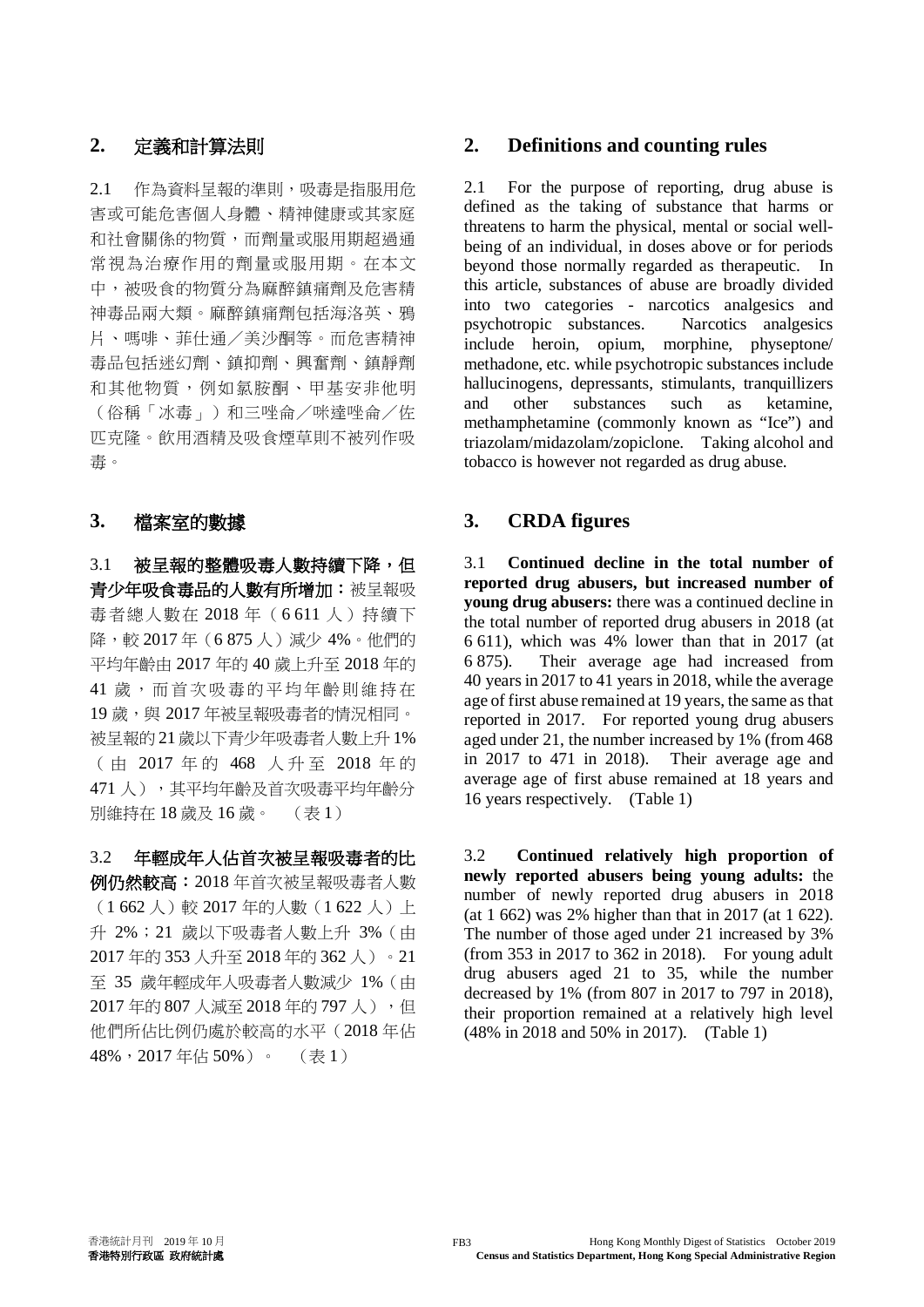## 2. 定義和計算法則

2.1 作為資料呈報的準則，吸毒是指服用危害或可能危害個人身體、精神健康或其家庭和社會關係的物質，而劑量或服用期超過通常視為治療作用的劑量或服用期。在本文中，被吸食的物質分為麻醉鎮痛劑及危害精神毒品兩大類。麻醉鎮痛劑包括海洛英、鴉片、嗎啡、菲仕通／美沙酮等。而危害精神毒品包括迷幻劑、鎮抑劑、興奮劑、鎮靜劑和其他物質，例如氯胺酮、甲基安非他明（俗稱「冰毒」）和三唑侖／咪達唑侖／佐匹克隆。飲用酒精及吸食煙草則不被列作吸毒。

## 3. 檔案室的數據

3.1 **被呈報的整體吸毒人數持續下降，但青少年吸食毒品的人數有所增加：**被呈報吸毒者總人數在 2018 年（6 611 人）持續下降，較 2017 年（6 875 人）減少 4%。他們的平均年齡由 2017 年的 40 歲上升至 2018 年的 41 歲，而首次吸毒的平均年齡則維持在 19 歲，與 2017 年被呈報吸毒者的情況相同。被呈報的 21 歲以下青少年吸毒者人數上升 1%（由 2017 年的 468 人升至 2018 年的 471 人），其平均年齡及首次吸毒平均年齡分別維持在 18 歲及 16 歲。（表 1）

3.2 **年輕成年人佔首次被呈報吸毒者的比例仍然較高：**2018 年首次被呈報吸毒者人數（1 662 人）較 2017 年的人數（1 622 人）上升 2%；21 歲以下吸毒者人數上升 3%（由 2017 年的 353 人升至 2018 年的 362 人）。21 至 35 歲年輕成年人吸毒者人數減少 1%（由 2017 年的 807 人減至 2018 年的 797 人），但他們所佔比例仍處於較高的水平（2018 年佔 48%，2017 年佔 50%）。（表 1）

## 2. Definitions and counting rules

2.1 For the purpose of reporting, drug abuse is defined as the taking of substance that harms or threatens to harm the physical, mental or social well-being of an individual, in doses above or for periods beyond those normally regarded as therapeutic. In this article, substances of abuse are broadly divided into two categories - narcotics analgesics and psychotropic substances. Narcotics analgesics include heroin, opium, morphine, physeptone/ methadone, etc. while psychotropic substances include hallucinogens, depressants, stimulants, tranquillizers and other substances such as ketamine, methamphetamine (commonly known as "Ice") and triazolam/midazolam/zopiclone. Taking alcohol and tobacco is however not regarded as drug abuse.

## 3. CRDA figures

3.1 **Continued decline in the total number of reported drug abusers, but increased number of young drug abusers:** there was a continued decline in the total number of reported drug abusers in 2018 (at 6 611), which was 4% lower than that in 2017 (at 6 875). Their average age had increased from 40 years in 2017 to 41 years in 2018, while the average age of first abuse remained at 19 years, the same as that reported in 2017. For reported young drug abusers aged under 21, the number increased by 1% (from 468 in 2017 to 471 in 2018). Their average age and average age of first abuse remained at 18 years and 16 years respectively. (Table 1)

3.2 **Continued relatively high proportion of newly reported abusers being young adults:** the number of newly reported drug abusers in 2018 (at 1 662) was 2% higher than that in 2017 (at 1 622). The number of those aged under 21 increased by 3% (from 353 in 2017 to 362 in 2018). For young adult drug abusers aged 21 to 35, while the number decreased by 1% (from 807 in 2017 to 797 in 2018), their proportion remained at a relatively high level (48% in 2018 and 50% in 2017). (Table 1)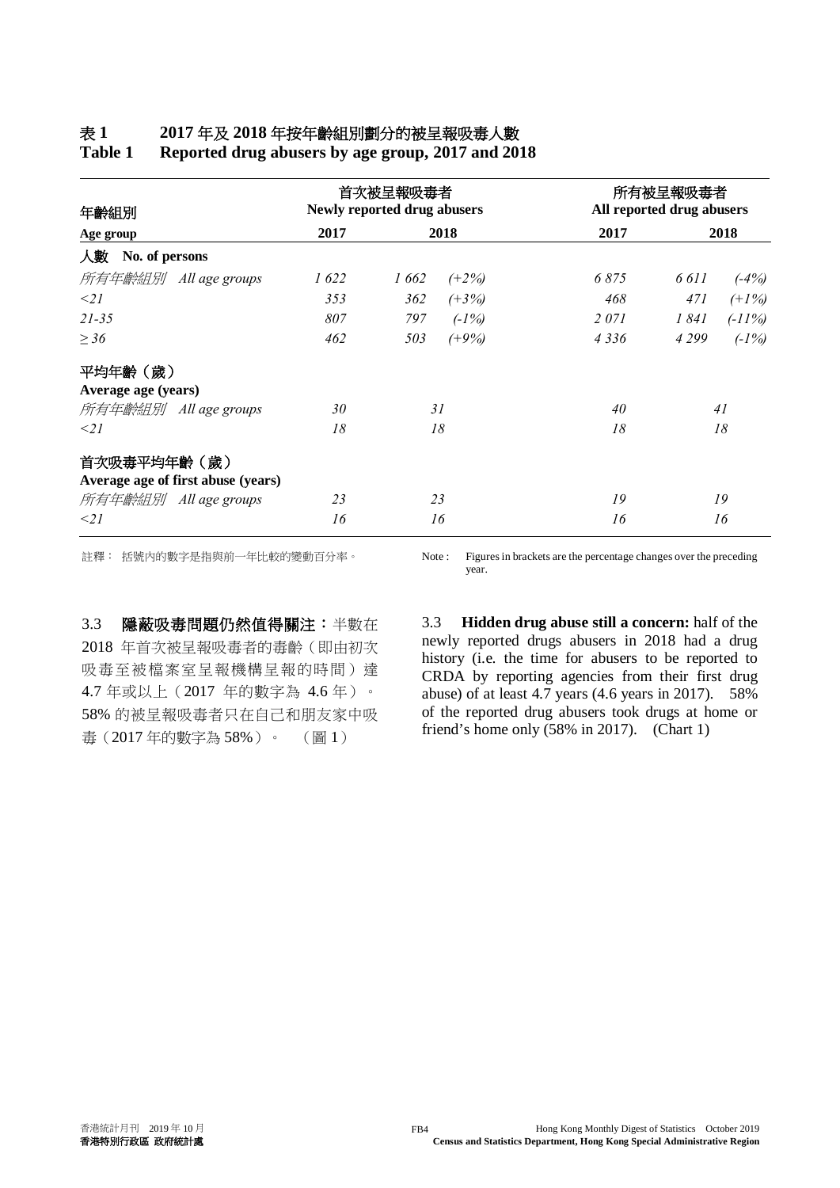**表 1　　2017 年及 2018 年按年齡組別劃分的被呈報吸毒人數**
**Table 1　　Reported drug abusers by age group, 2017 and 2018**

| 年齡組別<br>Age group | 首次被呈報吸毒者<br>Newly reported drug abusers<br>2017 | 2018 | | 所有被呈報吸毒者<br>All reported drug abusers<br>2017 | 2018 | |
|---|---|---|---|---|---|---|
| **人數　No. of persons** | | | | | | |
| *所有年齡組別　All age groups* | *1 622* | *1 662* | *(+2%)* | *6 875* | *6 611* | *(-4%)* |
| *<21* | *353* | *362* | *(+3%)* | *468* | *471* | *(+1%)* |
| *21-35* | *807* | *797* | *(-1%)* | *2 071* | *1 841* | *(-11%)* |
| *≥ 36* | *462* | *503* | *(+9%)* | *4 336* | *4 299* | *(-1%)* |
| **平均年齡（歲）<br>Average age (years)** | | | | | | |
| *所有年齡組別　All age groups* | *30* | *31* | | *40* | *41* | |
| *<21* | *18* | *18* | | *18* | *18* | |
| **首次吸毒平均年齡（歲）<br>Average age of first abuse (years)** | | | | | | |
| *所有年齡組別　All age groups* | *23* | *23* | | *19* | *19* | |
| *<21* | *16* | *16* | | *16* | *16* | |

註釋：　括號內的數字是指與前一年比較的變動百分率。

Note :　Figures in brackets are the percentage changes over the preceding year.

3.3　**隱蔽吸毒問題仍然值得關注**：半數在 2018 年首次被呈報吸毒者的毒齡（即由初次吸毒至被檔案室呈報機構呈報的時間）達 4.7 年或以上（2017 年的數字為 4.6 年）。58% 的被呈報吸毒者只在自己和朋友家中吸毒（2017 年的數字為 58%）。　（圖 1）

3.3　**Hidden drug abuse still a concern:** half of the newly reported drugs abusers in 2018 had a drug history (i.e. the time for abusers to be reported to CRDA by reporting agencies from their first drug abuse) of at least 4.7 years (4.6 years in 2017).　58% of the reported drug abusers took drugs at home or friend's home only (58% in 2017).　(Chart 1)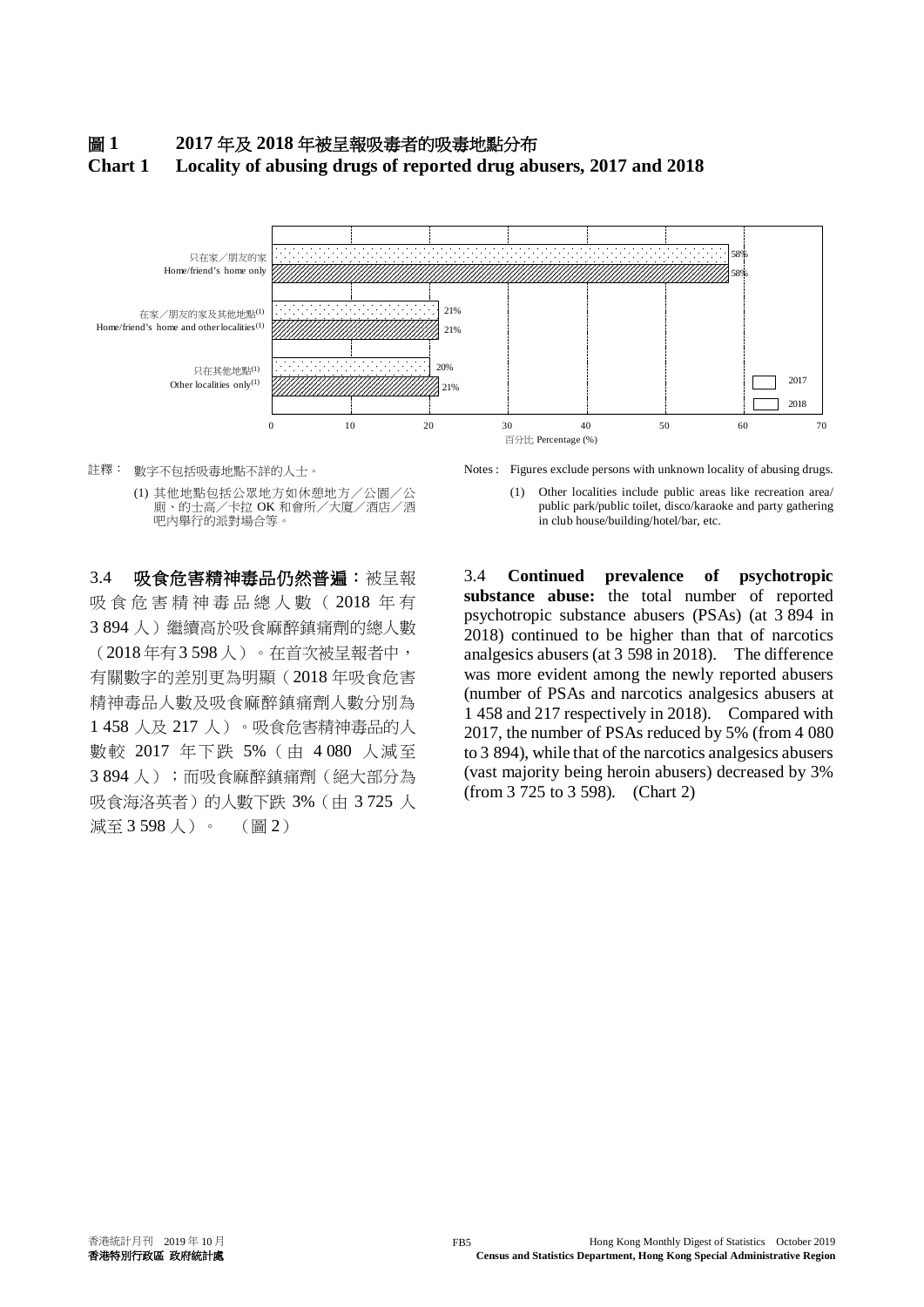**圖 1　2017 年及 2018 年被呈報吸毒者的吸毒地點分布**
**Chart 1　Locality of abusing drugs of reported drug abusers, 2017 and 2018**

| 吸毒地點 Locality | 2017 | 2018 |
|---|---|---|
| 只在家／朋友的家 Home/friend's home only | 58% | 58% |
| 在家／朋友的家及其他地點[(1)] Home/friend's home and other localities[(1)] | 21% | 21% |
| 只在其他地點[(1)] Other localities only[(1)] | 20% | 21% |

百分比 Percentage (%)

註釋：數字不包括吸毒地點不詳的人士。

(1) 其他地點包括公眾地方如休憩地方／公園／公廁、的士高／卡拉 OK 和會所／大廈／酒店／酒吧內舉行的派對場合等。

Notes : Figures exclude persons with unknown locality of abusing drugs.

(1) Other localities include public areas like recreation area/public park/public toilet, disco/karaoke and party gathering in club house/building/hotel/bar, etc.

3.4 **吸食危害精神毒品仍然普遍：**被呈報吸食危害精神毒品總人數（2018 年有 3 894 人）繼續高於吸食麻醉鎮痛劑的總人數（2018 年有 3 598 人）。在首次被呈報者中，有關數字的差別更為明顯（2018 年吸食危害精神毒品人數及吸食麻醉鎮痛劑人數分別為 1 458 人及 217 人）。吸食危害精神毒品的人數較 2017 年下跌 5%（由 4 080 人減至 3 894 人）；而吸食麻醉鎮痛劑（絕大部分為吸食海洛英者）的人數下跌 3%（由 3 725 人減至 3 598 人）。（圖 2）

3.4 **Continued prevalence of psychotropic substance abuse:** the total number of reported psychotropic substance abusers (PSAs) (at 3 894 in 2018) continued to be higher than that of narcotics analgesics abusers (at 3 598 in 2018). The difference was more evident among the newly reported abusers (number of PSAs and narcotics analgesics abusers at 1 458 and 217 respectively in 2018). Compared with 2017, the number of PSAs reduced by 5% (from 4 080 to 3 894), while that of the narcotics analgesics abusers (vast majority being heroin abusers) decreased by 3% (from 3 725 to 3 598). (Chart 2)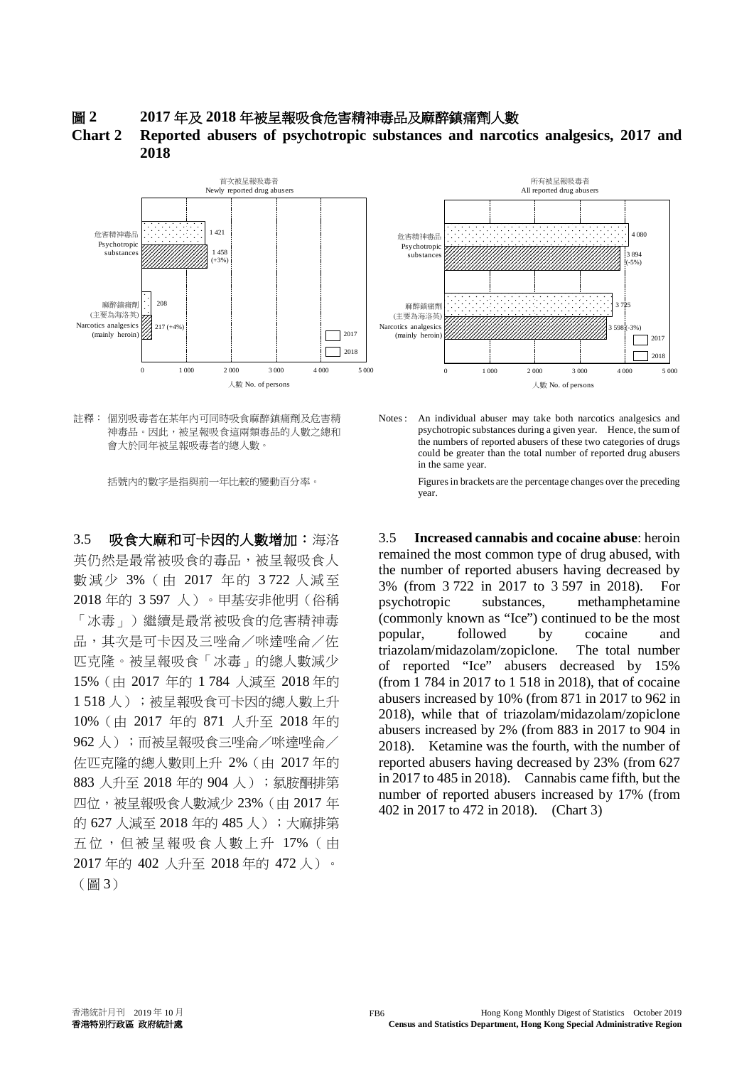**圖 2　　2017 年及 2018 年被呈報吸食危害精神毒品及麻醉鎮痛劑人數**

**Chart 2　Reported abusers of psychotropic substances and narcotics analgesics, 2017 and 2018**

首次被呈報吸毒者 Newly reported drug abusers

| | 2017 | 2018 |
|---|---|---|
| 危害精神毒品 Psychotropic substances | 1 421 | 1 458 (+3%) |
| 麻醉鎮痛劑 (主要為海洛英) Narcotics analgesics (mainly heroin) | 208 | 217 (+4%) |

所有被呈報吸毒者 All reported drug abusers

| | 2017 | 2018 |
|---|---|---|
| 危害精神毒品 Psychotropic substances | 4 080 | 3 894 (-5%) |
| 麻醉鎮痛劑 (主要為海洛英) Narcotics analgesics (mainly heroin) | 3 725 | 3 598 (-3%) |

人數 No. of persons

註釋： 個別吸毒者在某年內可同時吸食麻醉鎮痛劑及危害精神毒品。因此，被呈報吸食這兩類毒品的人數之總和會大於同年被呈報吸毒者的總人數。

括號內的數字是指與前一年比較的變動百分率。

Notes : An individual abuser may take both narcotics analgesics and psychotropic substances during a given year. Hence, the sum of the numbers of reported abusers of these two categories of drugs could be greater than the total number of reported drug abusers in the same year.

Figures in brackets are the percentage changes over the preceding year.

3.5　**吸食大麻和可卡因的人數增加：**海洛英仍然是最常被吸食的毒品，被呈報吸食人數減少 3%（由 2017 年的 3 722 人減至 2018 年的 3 597 人）。甲基安非他明（俗稱「冰毒」）繼續是最常被吸食的危害精神毒品，其次是可卡因及三唑侖／咪達唑侖／佐匹克隆。被呈報吸食「冰毒」的總人數減少 15%（由 2017 年的 1 784 人減至 2018 年的 1 518 人）；被呈報吸食可卡因的總人數上升 10%（由 2017 年的 871 人升至 2018 年的 962 人）；而被呈報吸食三唑侖／咪達唑侖／佐匹克隆的總人數則上升 2%（由 2017 年的 883 人升至 2018 年的 904 人）；氯胺酮排第四位，被呈報吸食人數減少 23%（由 2017 年的 627 人減至 2018 年的 485 人）；大麻排第五位，但被呈報吸食人數上升 17%（由 2017 年的 402 人升至 2018 年的 472 人）。（圖 3）

3.5　**Increased cannabis and cocaine abuse**: heroin remained the most common type of drug abused, with the number of reported abusers having decreased by 3% (from 3 722 in 2017 to 3 597 in 2018). For psychotropic substances, methamphetamine (commonly known as "Ice") continued to be the most popular, followed by cocaine and triazolam/midazolam/zopiclone. The total number of reported "Ice" abusers decreased by 15% (from 1 784 in 2017 to 1 518 in 2018), that of cocaine abusers increased by 10% (from 871 in 2017 to 962 in 2018), while that of triazolam/midazolam/zopiclone abusers increased by 2% (from 883 in 2017 to 904 in 2018). Ketamine was the fourth, with the number of reported abusers having decreased by 23% (from 627 in 2017 to 485 in 2018). Cannabis came fifth, but the number of reported abusers increased by 17% (from 402 in 2017 to 472 in 2018). (Chart 3)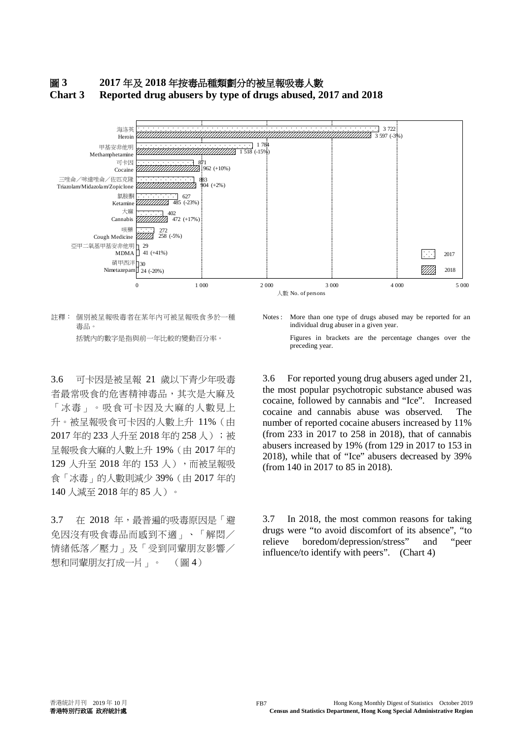**圖 3　2017 年及 2018 年按毒品種類劃分的被呈報吸毒人數**
**Chart 3　Reported drug abusers by type of drugs abused, 2017 and 2018**

| 毒品種類 Type of drugs | 2017 | 2018 |
|---|---|---|
| 海洛英 Heroin | 3 722 | 3 597 (-3%) |
| 甲基安非他明 Methamphetamine | 1 784 | 1 518 (-15%) |
| 可卡因 Cocaine | 871 | 962 (+10%) |
| 三唑侖／咪達唑侖／佐匹克隆 Triazolam/Midazolam/Zopiclone | 883 | 904 (+2%) |
| 氯胺酮 Ketamine | 627 | 485 (-23%) |
| 大麻 Cannabis | 402 | 472 (+17%) |
| 咳藥 Cough Medicine | 272 | 258 (-5%) |
| 亞甲二氧基甲基安非他明 MDMA | 29 | 41 (+41%) |
| 硝甲西泮 Nimetazepam | 30 | 24 (-20%) |

人數 No. of persons

註釋：個別被呈報吸毒者在某年內可被呈報吸食多於一種毒品。

括號內的數字是指與前一年比較的變動百分率。

Notes: More than one type of drugs abused may be reported for an individual drug abuser in a given year.

Figures in brackets are the percentage changes over the preceding year.

3.6　可卡因是被呈報 21 歲以下青少年吸毒者最常吸食的危害精神毒品，其次是大麻及「冰毒」。吸食可卡因及大麻的人數見上升。被呈報吸食可卡因的人數上升 11%（由 2017 年的 233 人升至 2018 年的 258 人）；被呈報吸食大麻的人數上升 19%（由 2017 年的 129 人升至 2018 年的 153 人），而被呈報吸食「冰毒」的人數則減少 39%（由 2017 年的 140 人減至 2018 年的 85 人）。

3.6　For reported young drug abusers aged under 21, the most popular psychotropic substance abused was cocaine, followed by cannabis and "Ice". Increased cocaine and cannabis abuse was observed. The number of reported cocaine abusers increased by 11% (from 233 in 2017 to 258 in 2018), that of cannabis abusers increased by 19% (from 129 in 2017 to 153 in 2018), while that of "Ice" abusers decreased by 39% (from 140 in 2017 to 85 in 2018).

3.7　在 2018 年，最普遍的吸毒原因是「避免因沒有吸食毒品而感到不適」、「解悶／情緒低落／壓力」及「受到同輩朋友影響／想和同輩朋友打成一片」。　（圖 4）

3.7　In 2018, the most common reasons for taking drugs were "to avoid discomfort of its absence", "to relieve boredom/depression/stress" and "peer influence/to identify with peers". (Chart 4)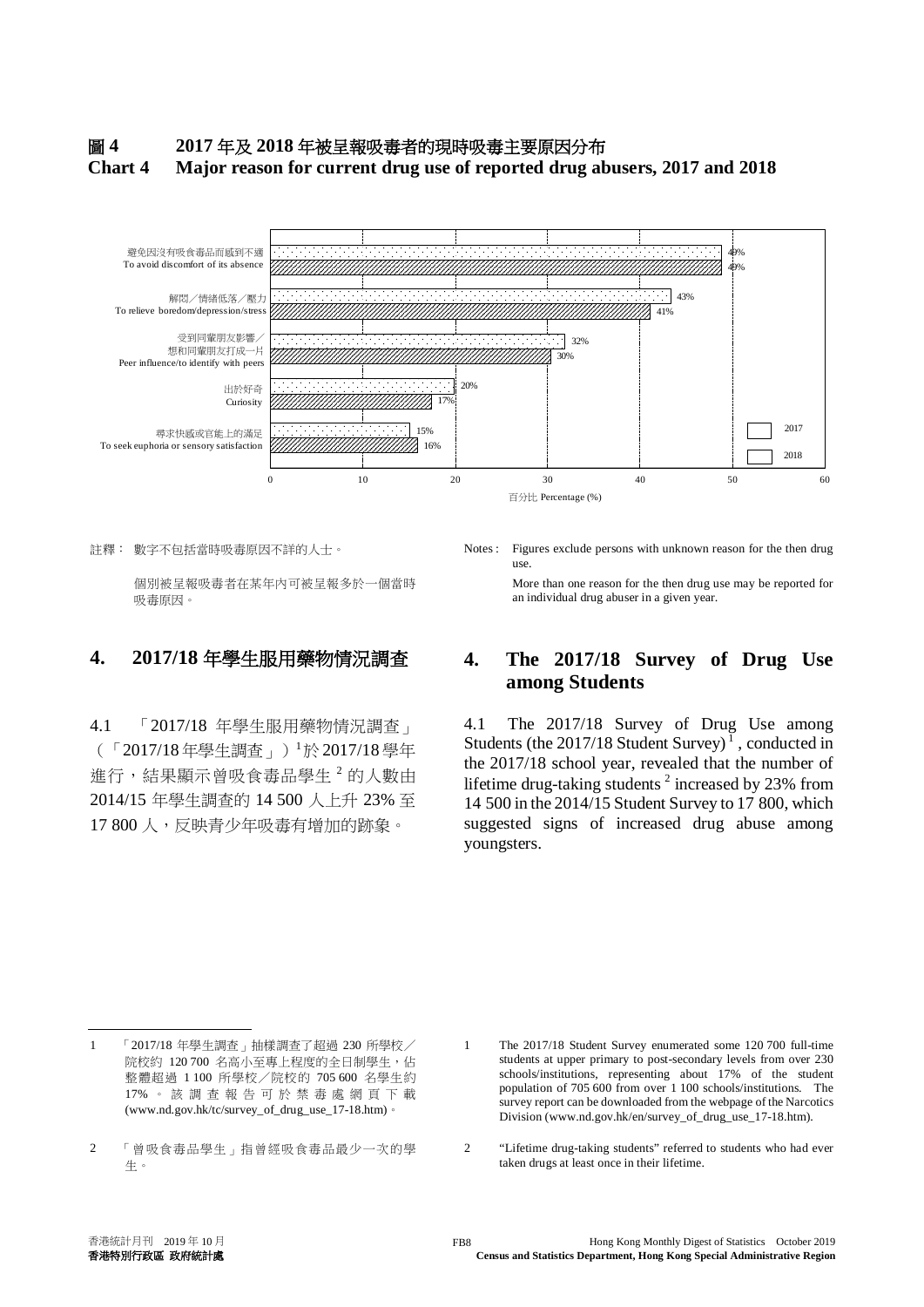**圖 4　　2017 年及 2018 年被呈報吸毒者的現時吸毒主要原因分布**

**Chart 4　　Major reason for current drug use of reported drug abusers, 2017 and 2018**

| 原因 Reason | 2017 | 2018 |
|---|---|---|
| 避免因沒有吸食毒品而感到不適 To avoid discomfort of its absence | 49% | 49% |
| 解悶／情緒低落／壓力 To relieve boredom/depression/stress | 43% | 41% |
| 受到同輩朋友影響／想和同輩朋友打成一片 Peer influence/to identify with peers | 32% | 30% |
| 出於好奇 Curiosity | 20% | 17% |
| 尋求快感或官能上的滿足 To seek euphoria or sensory satisfaction | 15% | 16% |

百分比 Percentage (%)

註釋：數字不包括當時吸毒原因不詳的人士。

個別被呈報吸毒者在某年內可被呈報多於一個當時吸毒原因。

Notes : Figures exclude persons with unknown reason for the then drug use.

More than one reason for the then drug use may be reported for an individual drug abuser in a given year.

## 4. 2017/18 年學生服用藥物情況調查

4.1 「2017/18 年學生服用藥物情況調查」(「2017/18 年學生調查」)[1]於 2017/18 學年進行，結果顯示曾吸食毒品學生[2]的人數由 2014/15 年學生調查的 14 500 人上升 23% 至 17 800 人，反映青少年吸毒有增加的跡象。

## 4. The 2017/18 Survey of Drug Use among Students

4.1 The 2017/18 Survey of Drug Use among Students (the 2017/18 Student Survey)[1], conducted in the 2017/18 school year, revealed that the number of lifetime drug-taking students[2] increased by 23% from 14 500 in the 2014/15 Student Survey to 17 800, which suggested signs of increased drug abuse among youngsters.

---

1 「2017/18 年學生調查」抽樣調查了超過 230 所學校／院校約 120 700 名高小至專上程度的全日制學生，佔整體超過 1 100 所學校／院校的 705 600 名學生約 17%。該調查報告可於禁毒處網頁下載 (www.nd.gov.hk/tc/survey_of_drug_use_17-18.htm)。

2 「曾吸食毒品學生」指曾經吸食毒品最少一次的學生。

1 The 2017/18 Student Survey enumerated some 120 700 full-time students at upper primary to post-secondary levels from over 230 schools/institutions, representing about 17% of the student population of 705 600 from over 1 100 schools/institutions. The survey report can be downloaded from the webpage of the Narcotics Division (www.nd.gov.hk/en/survey_of_drug_use_17-18.htm).

2 "Lifetime drug-taking students" referred to students who had ever taken drugs at least once in their lifetime.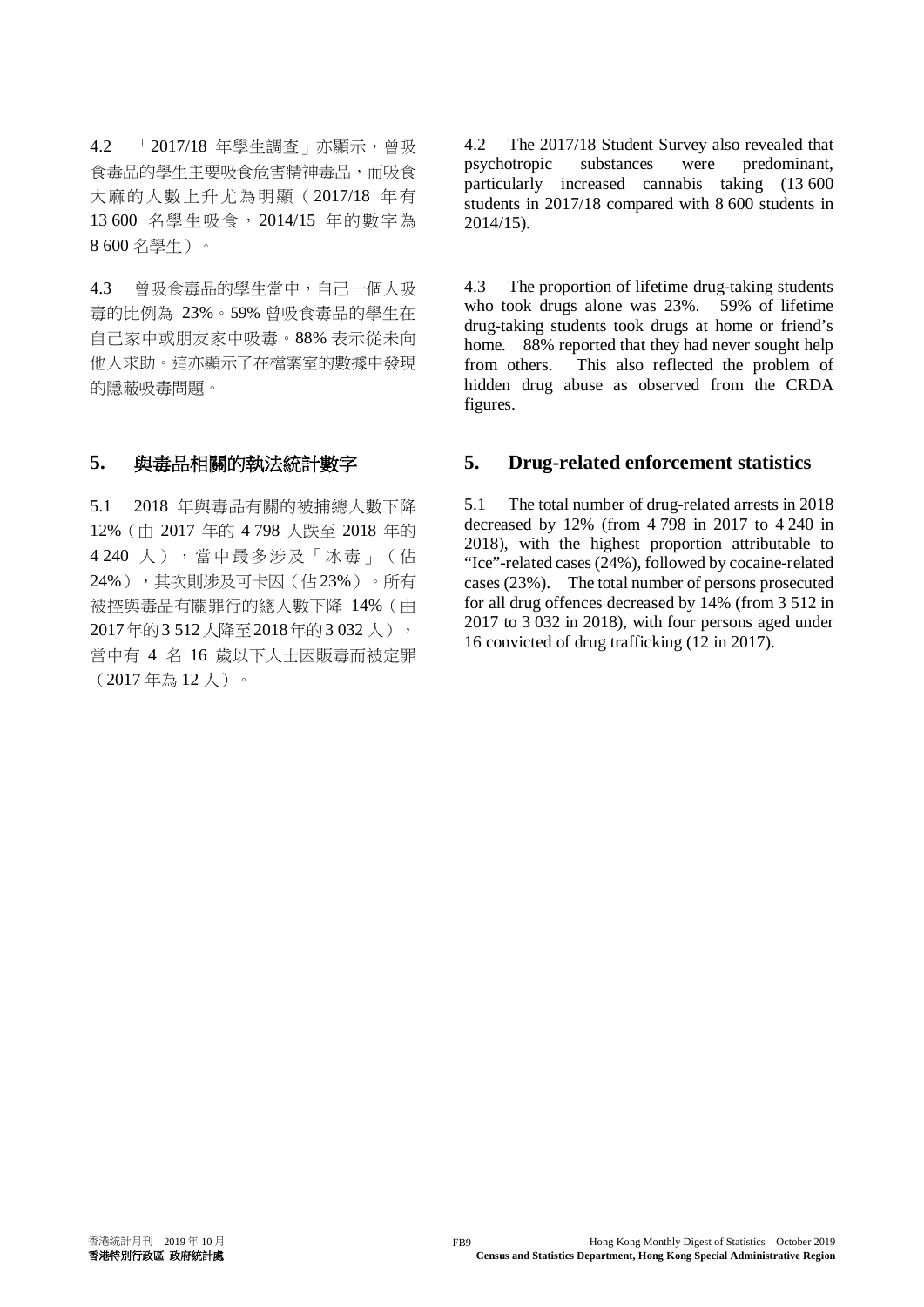4.2 「2017/18 年學生調查」亦顯示，曾吸食毒品的學生主要吸食危害精神毒品，而吸食大麻的人數上升尤為明顯（2017/18 年有 13 600 名學生吸食，2014/15 年的數字為 8 600 名學生）。

4.3 曾吸食毒品的學生當中，自己一個人吸毒的比例為 23%。59% 曾吸食毒品的學生在自己家中或朋友家中吸毒。88% 表示從未向他人求助。這亦顯示了在檔案室的數據中發現的隱蔽吸毒問題。

## 5. 與毒品相關的執法統計數字

5.1 2018 年與毒品有關的被捕總人數下降 12%（由 2017 年的 4 798 人跌至 2018 年的 4 240 人），當中最多涉及「冰毒」（佔 24%），其次則涉及可卡因（佔 23%）。所有被控與毒品有關罪行的總人數下降 14%（由 2017 年的 3 512 人降至 2018 年的 3 032 人），當中有 4 名 16 歲以下人士因販毒而被定罪（2017 年為 12 人）。

4.2 The 2017/18 Student Survey also revealed that psychotropic substances were predominant, particularly increased cannabis taking (13 600 students in 2017/18 compared with 8 600 students in 2014/15).

4.3 The proportion of lifetime drug-taking students who took drugs alone was 23%. 59% of lifetime drug-taking students took drugs at home or friend's home. 88% reported that they had never sought help from others. This also reflected the problem of hidden drug abuse as observed from the CRDA figures.

## 5. Drug-related enforcement statistics

5.1 The total number of drug-related arrests in 2018 decreased by 12% (from 4 798 in 2017 to 4 240 in 2018), with the highest proportion attributable to "Ice"-related cases (24%), followed by cocaine-related cases (23%). The total number of persons prosecuted for all drug offences decreased by 14% (from 3 512 in 2017 to 3 032 in 2018), with four persons aged under 16 convicted of drug trafficking (12 in 2017).